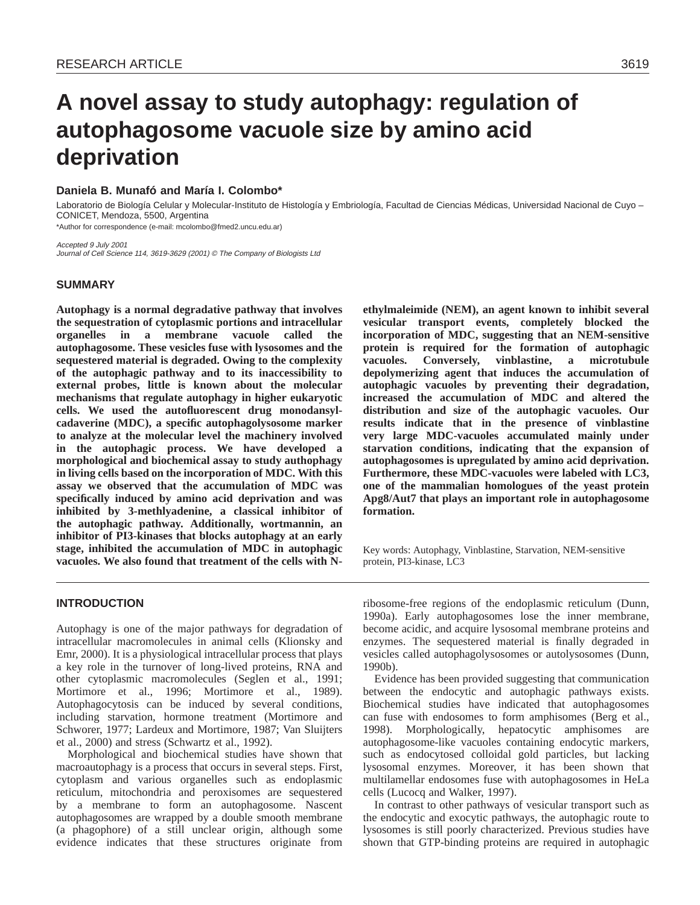# A novel assay to study autophagy: regulation of autophagosome vacuole size by amino acid deprivation

**Daniela B. Munafó and María I. Colombo***

Laboratorio de Biología Celular y Molecular-Instituto de Histología y Embriología, Facultad de Ciencias Médicas, Universidad Nacional de Cuyo – CONICET, Mendoza, 5500, Argentina

*Author for correspondence (e-mail: mcolombo@fmed2.uncu.edu.ar)

*Accepted 9 July 2001*
*Journal of Cell Science 114, 3619-3629 (2001) © The Company of Biologists Ltd*

## SUMMARY

**Autophagy is a normal degradative pathway that involves the sequestration of cytoplasmic portions and intracellular organelles in a membrane vacuole called the autophagosome. These vesicles fuse with lysosomes and the sequestered material is degraded. Owing to the complexity of the autophagic pathway and to its inaccessibility to external probes, little is known about the molecular mechanisms that regulate autophagy in higher eukaryotic cells. We used the autofluorescent drug monodansylcadaverine (MDC), a specific autophagolysosome marker to analyze at the molecular level the machinery involved in the autophagic process. We have developed a morphological and biochemical assay to study authophagy in living cells based on the incorporation of MDC. With this assay we observed that the accumulation of MDC was specifically induced by amino acid deprivation and was inhibited by 3-methlyadenine, a classical inhibitor of the autophagic pathway. Additionally, wortmannin, an inhibitor of PI3-kinases that blocks autophagy at an early stage, inhibited the accumulation of MDC in autophagic vacuoles. We also found that treatment of the cells with N-ethylmaleimide (NEM), an agent known to inhibit several vesicular transport events, completely blocked the incorporation of MDC, suggesting that an NEM-sensitive protein is required for the formation of autophagic vacuoles. Conversely, vinblastine, a microtubule depolymerizing agent that induces the accumulation of autophagic vacuoles by preventing their degradation, increased the accumulation of MDC and altered the distribution and size of the autophagic vacuoles. Our results indicate that in the presence of vinblastine very large MDC-vacuoles accumulated mainly under starvation conditions, indicating that the expansion of autophagosomes is upregulated by amino acid deprivation. Furthermore, these MDC-vacuoles were labeled with LC3, one of the mammalian homologues of the yeast protein Apg8/Aut7 that plays an important role in autophagosome formation.**

Key words: Autophagy, Vinblastine, Starvation, NEM-sensitive protein, PI3-kinase, LC3

## INTRODUCTION

Autophagy is one of the major pathways for degradation of intracellular macromolecules in animal cells (Klionsky and Emr, 2000). It is a physiological intracellular process that plays a key role in the turnover of long-lived proteins, RNA and other cytoplasmic macromolecules (Seglen et al., 1991; Mortimore et al., 1996; Mortimore et al., 1989). Autophagocytosis can be induced by several conditions, including starvation, hormone treatment (Mortimore and Schworer, 1977; Lardeux and Mortimore, 1987; Van Sluijters et al., 2000) and stress (Schwartz et al., 1992).

Morphological and biochemical studies have shown that macroautophagy is a process that occurs in several steps. First, cytoplasm and various organelles such as endoplasmic reticulum, mitochondria and peroxisomes are sequestered by a membrane to form an autophagosome. Nascent autophagosomes are wrapped by a double smooth membrane (a phagophore) of a still unclear origin, although some evidence indicates that these structures originate from ribosome-free regions of the endoplasmic reticulum (Dunn, 1990a). Early autophagosomes lose the inner membrane, become acidic, and acquire lysosomal membrane proteins and enzymes. The sequestered material is finally degraded in vesicles called autophagolysosomes or autolysosomes (Dunn, 1990b).

Evidence has been provided suggesting that communication between the endocytic and autophagic pathways exists. Biochemical studies have indicated that autophagosomes can fuse with endosomes to form amphisomes (Berg et al., 1998). Morphologically, hepatocytic amphisomes are autophagosome-like vacuoles containing endocytic markers, such as endocytosed colloidal gold particles, but lacking lysosomal enzymes. Moreover, it has been shown that multilamellar endosomes fuse with autophagosomes in HeLa cells (Lucocq and Walker, 1997).

In contrast to other pathways of vesicular transport such as the endocytic and exocytic pathways, the autophagic route to lysosomes is still poorly characterized. Previous studies have shown that GTP-binding proteins are required in autophagic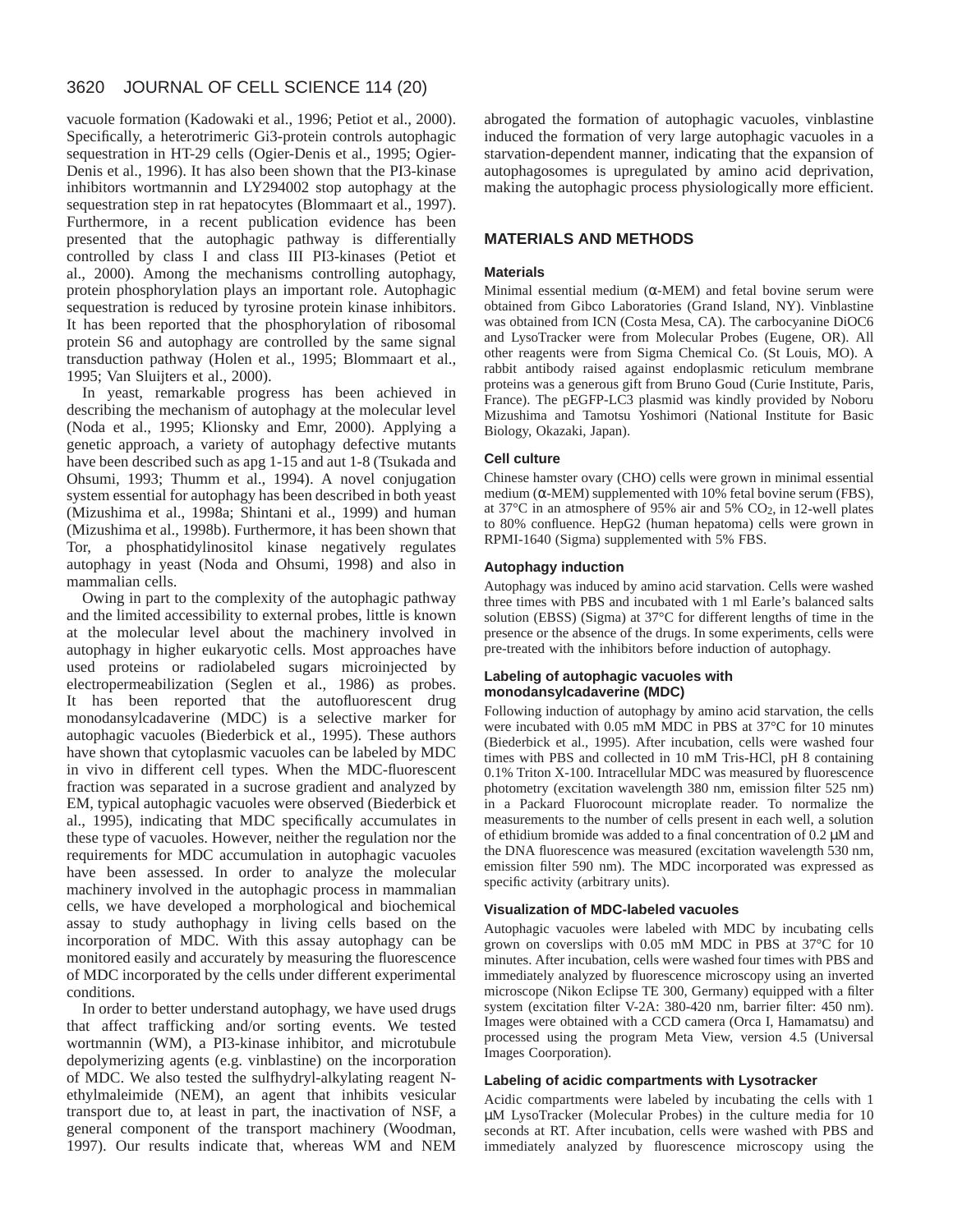vacuole formation (Kadowaki et al., 1996; Petiot et al., 2000). Specifically, a heterotrimeric Gi3-protein controls autophagic sequestration in HT-29 cells (Ogier-Denis et al., 1995; Ogier-Denis et al., 1996). It has also been shown that the PI3-kinase inhibitors wortmannin and LY294002 stop autophagy at the sequestration step in rat hepatocytes (Blommaart et al., 1997). Furthermore, in a recent publication evidence has been presented that the autophagic pathway is differentially controlled by class I and class III PI3-kinases (Petiot et al., 2000). Among the mechanisms controlling autophagy, protein phosphorylation plays an important role. Autophagic sequestration is reduced by tyrosine protein kinase inhibitors. It has been reported that the phosphorylation of ribosomal protein S6 and autophagy are controlled by the same signal transduction pathway (Holen et al., 1995; Blommaart et al., 1995; Van Sluijters et al., 2000).

In yeast, remarkable progress has been achieved in describing the mechanism of autophagy at the molecular level (Noda et al., 1995; Klionsky and Emr, 2000). Applying a genetic approach, a variety of autophagy defective mutants have been described such as apg 1-15 and aut 1-8 (Tsukada and Ohsumi, 1993; Thumm et al., 1994). A novel conjugation system essential for autophagy has been described in both yeast (Mizushima et al., 1998a; Shintani et al., 1999) and human (Mizushima et al., 1998b). Furthermore, it has been shown that Tor, a phosphatidylinositol kinase negatively regulates autophagy in yeast (Noda and Ohsumi, 1998) and also in mammalian cells.

Owing in part to the complexity of the autophagic pathway and the limited accessibility to external probes, little is known at the molecular level about the machinery involved in autophagy in higher eukaryotic cells. Most approaches have used proteins or radiolabeled sugars microinjected by electropermeabilization (Seglen et al., 1986) as probes. It has been reported that the autofluorescent drug monodansylcadaverine (MDC) is a selective marker for autophagic vacuoles (Biederbick et al., 1995). These authors have shown that cytoplasmic vacuoles can be labeled by MDC in vivo in different cell types. When the MDC-fluorescent fraction was separated in a sucrose gradient and analyzed by EM, typical autophagic vacuoles were observed (Biederbick et al., 1995), indicating that MDC specifically accumulates in these type of vacuoles. However, neither the regulation nor the requirements for MDC accumulation in autophagic vacuoles have been assessed. In order to analyze the molecular machinery involved in the autophagic process in mammalian cells, we have developed a morphological and biochemical assay to study authophagy in living cells based on the incorporation of MDC. With this assay autophagy can be monitored easily and accurately by measuring the fluorescence of MDC incorporated by the cells under different experimental conditions.

In order to better understand autophagy, we have used drugs that affect trafficking and/or sorting events. We tested wortmannin (WM), a PI3-kinase inhibitor, and microtubule depolymerizing agents (e.g. vinblastine) on the incorporation of MDC. We also tested the sulfhydryl-alkylating reagent N-ethylmaleimide (NEM), an agent that inhibits vesicular transport due to, at least in part, the inactivation of NSF, a general component of the transport machinery (Woodman, 1997). Our results indicate that, whereas WM and NEM abrogated the formation of autophagic vacuoles, vinblastine induced the formation of very large autophagic vacuoles in a starvation-dependent manner, indicating that the expansion of autophagosomes is upregulated by amino acid deprivation, making the autophagic process physiologically more efficient.

## MATERIALS AND METHODS

### Materials

Minimal essential medium (α-MEM) and fetal bovine serum were obtained from Gibco Laboratories (Grand Island, NY). Vinblastine was obtained from ICN (Costa Mesa, CA). The carbocyanine DiOC6 and LysoTracker were from Molecular Probes (Eugene, OR). All other reagents were from Sigma Chemical Co. (St Louis, MO). A rabbit antibody raised against endoplasmic reticulum membrane proteins was a generous gift from Bruno Goud (Curie Institute, Paris, France). The pEGFP-LC3 plasmid was kindly provided by Noboru Mizushima and Tamotsu Yoshimori (National Institute for Basic Biology, Okazaki, Japan).

### Cell culture

Chinese hamster ovary (CHO) cells were grown in minimal essential medium (α-MEM) supplemented with 10% fetal bovine serum (FBS), at 37°C in an atmosphere of 95% air and 5% $CO_2$, in 12-well plates to 80% confluence. HepG2 (human hepatoma) cells were grown in RPMI-1640 (Sigma) supplemented with 5% FBS.

### Autophagy induction

Autophagy was induced by amino acid starvation. Cells were washed three times with PBS and incubated with 1 ml Earle's balanced salts solution (EBSS) (Sigma) at 37°C for different lengths of time in the presence or the absence of the drugs. In some experiments, cells were pre-treated with the inhibitors before induction of autophagy.

### Labeling of autophagic vacuoles with monodansylcadaverine (MDC)

Following induction of autophagy by amino acid starvation, the cells were incubated with 0.05 mM MDC in PBS at 37°C for 10 minutes (Biederbick et al., 1995). After incubation, cells were washed four times with PBS and collected in 10 mM Tris-HCl, pH 8 containing 0.1% Triton X-100. Intracellular MDC was measured by fluorescence photometry (excitation wavelength 380 nm, emission filter 525 nm) in a Packard Fluorocount microplate reader. To normalize the measurements to the number of cells present in each well, a solution of ethidium bromide was added to a final concentration of 0.2 μM and the DNA fluorescence was measured (excitation wavelength 530 nm, emission filter 590 nm). The MDC incorporated was expressed as specific activity (arbitrary units).

### Visualization of MDC-labeled vacuoles

Autophagic vacuoles were labeled with MDC by incubating cells grown on coverslips with 0.05 mM MDC in PBS at 37°C for 10 minutes. After incubation, cells were washed four times with PBS and immediately analyzed by fluorescence microscopy using an inverted microscope (Nikon Eclipse TE 300, Germany) equipped with a filter system (excitation filter V-2A: 380-420 nm, barrier filter: 450 nm). Images were obtained with a CCD camera (Orca I, Hamamatsu) and processed using the program Meta View, version 4.5 (Universal Images Coorporation).

### Labeling of acidic compartments with Lysotracker

Acidic compartments were labeled by incubating the cells with 1 μM LysoTracker (Molecular Probes) in the culture media for 10 seconds at RT. After incubation, cells were washed with PBS and immediately analyzed by fluorescence microscopy using the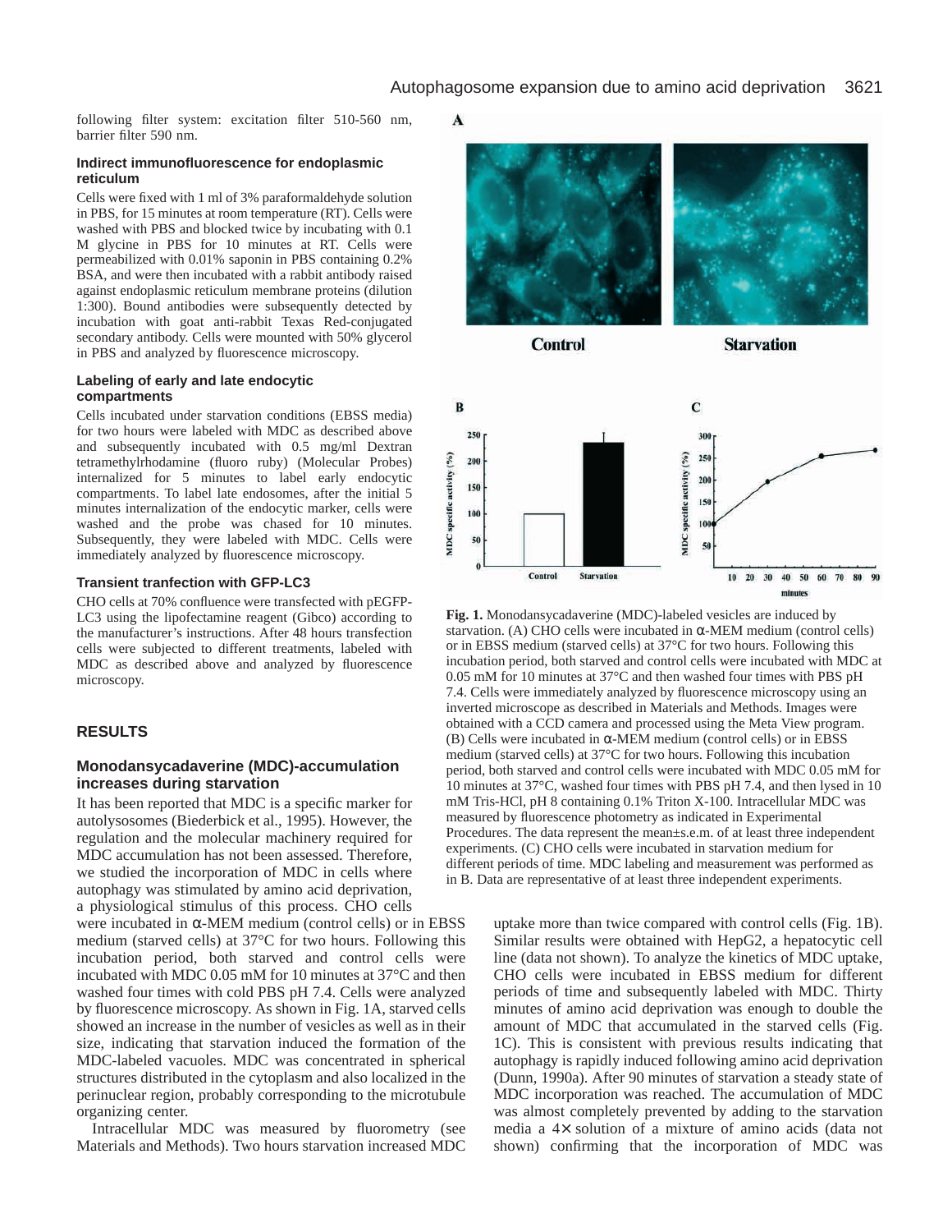following filter system: excitation filter 510-560 nm, barrier filter 590 nm.

### Indirect immunofluorescence for endoplasmic reticulum

Cells were fixed with 1 ml of 3% paraformaldehyde solution in PBS, for 15 minutes at room temperature (RT). Cells were washed with PBS and blocked twice by incubating with 0.1 M glycine in PBS for 10 minutes at RT. Cells were permeabilized with 0.01% saponin in PBS containing 0.2% BSA, and were then incubated with a rabbit antibody raised against endoplasmic reticulum membrane proteins (dilution 1:300). Bound antibodies were subsequently detected by incubation with goat anti-rabbit Texas Red-conjugated secondary antibody. Cells were mounted with 50% glycerol in PBS and analyzed by fluorescence microscopy.

### Labeling of early and late endocytic compartments

Cells incubated under starvation conditions (EBSS media) for two hours were labeled with MDC as described above and subsequently incubated with 0.5 mg/ml Dextran tetramethylrhodamine (fluoro ruby) (Molecular Probes) internalized for 5 minutes to label early endocytic compartments. To label late endosomes, after the initial 5 minutes internalization of the endocytic marker, cells were washed and the probe was chased for 10 minutes. Subsequently, they were labeled with MDC. Cells were immediately analyzed by fluorescence microscopy.

### Transient tranfection with GFP-LC3

CHO cells at 70% confluence were transfected with pEGFP-LC3 using the lipofectamine reagent (Gibco) according to the manufacturer's instructions. After 48 hours transfection cells were subjected to different treatments, labeled with MDC as described above and analyzed by fluorescence microscopy.

## RESULTS

### Monodansycadaverine (MDC)-accumulation increases during starvation

It has been reported that MDC is a specific marker for autolysosomes (Biederbick et al., 1995). However, the regulation and the molecular machinery required for MDC accumulation has not been assessed. Therefore, we studied the incorporation of MDC in cells where autophagy was stimulated by amino acid deprivation, a physiological stimulus of this process. CHO cells were incubated in α-MEM medium (control cells) or in EBSS medium (starved cells) at 37°C for two hours. Following this incubation period, both starved and control cells were incubated with MDC 0.05 mM for 10 minutes at 37°C and then washed four times with cold PBS pH 7.4. Cells were analyzed by fluorescence microscopy. As shown in Fig. 1A, starved cells showed an increase in the number of vesicles as well as in their size, indicating that starvation induced the formation of the MDC-labeled vacuoles. MDC was concentrated in spherical structures distributed in the cytoplasm and also localized in the perinuclear region, probably corresponding to the microtubule organizing center.

Intracellular MDC was measured by fluorometry (see Materials and Methods). Two hours starvation increased MDC uptake more than twice compared with control cells (Fig. 1B). Similar results were obtained with HepG2, a hepatocytic cell line (data not shown). To analyze the kinetics of MDC uptake, CHO cells were incubated in EBSS medium for different periods of time and subsequently labeled with MDC. Thirty minutes of amino acid deprivation was enough to double the amount of MDC that accumulated in the starved cells (Fig. 1C). This is consistent with previous results indicating that autophagy is rapidly induced following amino acid deprivation (Dunn, 1990a). After 90 minutes of starvation a steady state of MDC incorporation was reached. The accumulation of MDC was almost completely prevented by adding to the starvation media a 4× solution of a mixture of amino acids (data not shown) confirming that the incorporation of MDC was

**Fig. 1.** Monodansycadaverine (MDC)-labeled vesicles are induced by starvation. (A) CHO cells were incubated in α-MEM medium (control cells) or in EBSS medium (starved cells) at 37°C for two hours. Following this incubation period, both starved and control cells were incubated with MDC at 0.05 mM for 10 minutes at 37°C and then washed four times with PBS pH 7.4. Cells were immediately analyzed by fluorescence microscopy using an inverted microscope as described in Materials and Methods. Images were obtained with a CCD camera and processed using the Meta View program. (B) Cells were incubated in α-MEM medium (control cells) or in EBSS medium (starved cells) at 37°C for two hours. Following this incubation period, both starved and control cells were incubated with MDC 0.05 mM for 10 minutes at 37°C, washed four times with PBS pH 7.4, and then lysed in 10 mM Tris-HCl, pH 8 containing 0.1% Triton X-100. Intracellular MDC was measured by fluorescence photometry as indicated in Experimental Procedures. The data represent the mean±s.e.m. of at least three independent experiments. (C) CHO cells were incubated in starvation medium for different periods of time. MDC labeling and measurement was performed as in B. Data are representative of at least three independent experiments.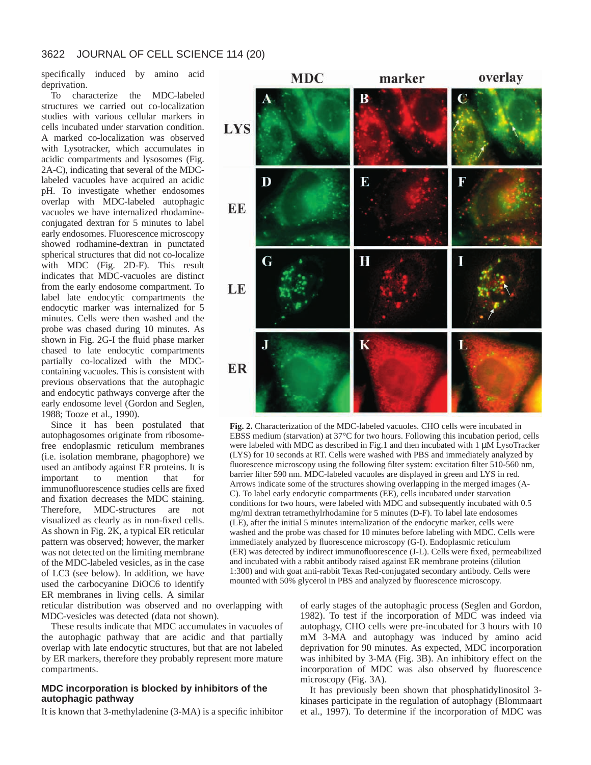specifically induced by amino acid deprivation.

To characterize the MDC-labeled structures we carried out co-localization studies with various cellular markers in cells incubated under starvation condition. A marked co-localization was observed with Lysotracker, which accumulates in acidic compartments and lysosomes (Fig. 2A-C), indicating that several of the MDC-labeled vacuoles have acquired an acidic pH. To investigate whether endosomes overlap with MDC-labeled autophagic vacuoles we have internalized rhodamine-conjugated dextran for 5 minutes to label early endosomes. Fluorescence microscopy showed rodhamine-dextran in punctated spherical structures that did not co-localize with MDC (Fig. 2D-F). This result indicates that MDC-vacuoles are distinct from the early endosome compartment. To label late endocytic compartments the endocytic marker was internalized for 5 minutes. Cells were then washed and the probe was chased during 10 minutes. As shown in Fig. 2G-I the fluid phase marker chased to late endocytic compartments partially co-localized with the MDC-containing vacuoles. This is consistent with previous observations that the autophagic and endocytic pathways converge after the early endosome level (Gordon and Seglen, 1988; Tooze et al., 1990).

Since it has been postulated that autophagosomes originate from ribosome-free endoplasmic reticulum membranes (i.e. isolation membrane, phagophore) we used an antibody against ER proteins. It is important to mention that for immunofluorescence studies cells are fixed and fixation decreases the MDC staining. Therefore, MDC-structures are not visualized as clearly as in non-fixed cells. As shown in Fig. 2K, a typical ER reticular pattern was observed; however, the marker was not detected on the limiting membrane of the MDC-labeled vesicles, as in the case of LC3 (see below). In addition, we have used the carbocyanine DiOC6 to identify ER membranes in living cells. A similar reticular distribution was observed and no overlapping with MDC-vesicles was detected (data not shown).

**Fig. 2.** Characterization of the MDC-labeled vacuoles. CHO cells were incubated in EBSS medium (starvation) at 37°C for two hours. Following this incubation period, cells were labeled with MDC as described in Fig.1 and then incubated with 1 μM LysoTracker (LYS) for 10 seconds at RT. Cells were washed with PBS and immediately analyzed by fluorescence microscopy using the following filter system: excitation filter 510-560 nm, barrier filter 590 nm. MDC-labeled vacuoles are displayed in green and LYS in red. Arrows indicate some of the structures showing overlapping in the merged images (A-C). To label early endocytic compartments (EE), cells incubated under starvation conditions for two hours, were labeled with MDC and subsequently incubated with 0.5 mg/ml dextran tetramethylrhodamine for 5 minutes (D-F). To label late endosomes (LE), after the initial 5 minutes internalization of the endocytic marker, cells were washed and the probe was chased for 10 minutes before labeling with MDC. Cells were immediately analyzed by fluorescence microscopy (G-I). Endoplasmic reticulum (ER) was detected by indirect immunofluorescence (J-L). Cells were fixed, permeabilized and incubated with a rabbit antibody raised against ER membrane proteins (dilution 1:300) and with goat anti-rabbit Texas Red-conjugated secondary antibody. Cells were mounted with 50% glycerol in PBS and analyzed by fluorescence microscopy.

These results indicate that MDC accumulates in vacuoles of the autophagic pathway that are acidic and that partially overlap with late endocytic structures, but that are not labeled by ER markers, therefore they probably represent more mature compartments.

### MDC incorporation is blocked by inhibitors of the autophagic pathway

It is known that 3-methyladenine (3-MA) is a specific inhibitor of early stages of the autophagic process (Seglen and Gordon, 1982). To test if the incorporation of MDC was indeed via autophagy, CHO cells were pre-incubated for 3 hours with 10 mM 3-MA and autophagy was induced by amino acid deprivation for 90 minutes. As expected, MDC incorporation was inhibited by 3-MA (Fig. 3B). An inhibitory effect on the incorporation of MDC was also observed by fluorescence microscopy (Fig. 3A).

It has previously been shown that phosphatidylinositol 3-kinases participate in the regulation of autophagy (Blommaart et al., 1997). To determine if the incorporation of MDC was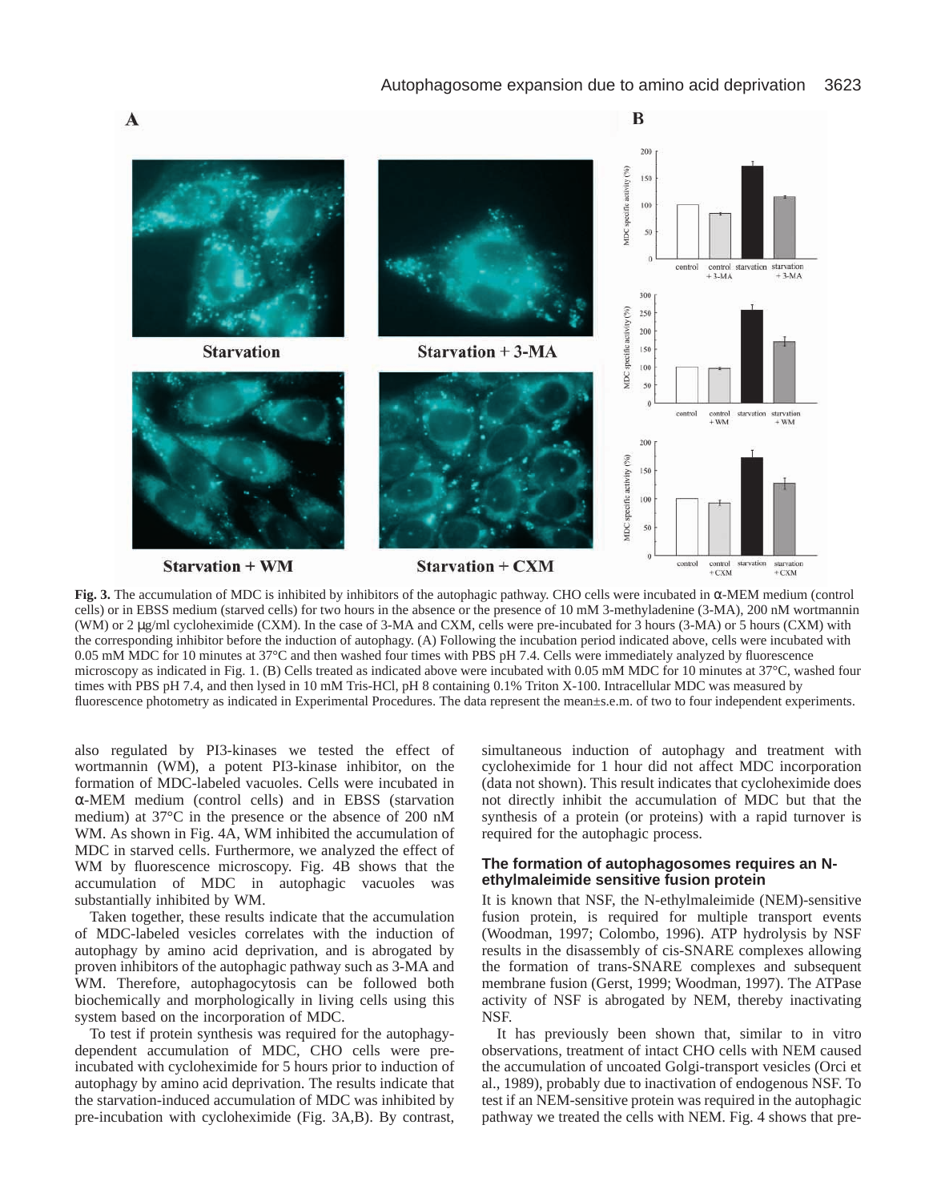**Fig. 3.** The accumulation of MDC is inhibited by inhibitors of the autophagic pathway. CHO cells were incubated in α-MEM medium (control cells) or in EBSS medium (starved cells) for two hours in the absence or the presence of 10 mM 3-methyladenine (3-MA), 200 nM wortmannin (WM) or 2 μg/ml cycloheximide (CXM). In the case of 3-MA and CXM, cells were pre-incubated for 3 hours (3-MA) or 5 hours (CXM) with the corresponding inhibitor before the induction of autophagy. (A) Following the incubation period indicated above, cells were incubated with 0.05 mM MDC for 10 minutes at 37°C and then washed four times with PBS pH 7.4. Cells were immediately analyzed by fluorescence microscopy as indicated in Fig. 1. (B) Cells treated as indicated above were incubated with 0.05 mM MDC for 10 minutes at 37°C, washed four times with PBS pH 7.4, and then lysed in 10 mM Tris-HCl, pH 8 containing 0.1% Triton X-100. Intracellular MDC was measured by fluorescence photometry as indicated in Experimental Procedures. The data represent the mean±s.e.m. of two to four independent experiments.

also regulated by PI3-kinases we tested the effect of wortmannin (WM), a potent PI3-kinase inhibitor, on the formation of MDC-labeled vacuoles. Cells were incubated in α-MEM medium (control cells) and in EBSS (starvation medium) at 37°C in the presence or the absence of 200 nM WM. As shown in Fig. 4A, WM inhibited the accumulation of MDC in starved cells. Furthermore, we analyzed the effect of WM by fluorescence microscopy. Fig. 4B shows that the accumulation of MDC in autophagic vacuoles was substantially inhibited by WM.

Taken together, these results indicate that the accumulation of MDC-labeled vesicles correlates with the induction of autophagy by amino acid deprivation, and is abrogated by proven inhibitors of the autophagic pathway such as 3-MA and WM. Therefore, autophagocytosis can be followed both biochemically and morphologically in living cells using this system based on the incorporation of MDC.

To test if protein synthesis was required for the autophagy-dependent accumulation of MDC, CHO cells were pre-incubated with cycloheximide for 5 hours prior to induction of autophagy by amino acid deprivation. The results indicate that the starvation-induced accumulation of MDC was inhibited by pre-incubation with cycloheximide (Fig. 3A,B). By contrast, simultaneous induction of autophagy and treatment with cycloheximide for 1 hour did not affect MDC incorporation (data not shown). This result indicates that cycloheximide does not directly inhibit the accumulation of MDC but that the synthesis of a protein (or proteins) with a rapid turnover is required for the autophagic process.

### The formation of autophagosomes requires an N-ethylmaleimide sensitive fusion protein

It is known that NSF, the N-ethylmaleimide (NEM)-sensitive fusion protein, is required for multiple transport events (Woodman, 1997; Colombo, 1996). ATP hydrolysis by NSF results in the disassembly of cis-SNARE complexes allowing the formation of trans-SNARE complexes and subsequent membrane fusion (Gerst, 1999; Woodman, 1997). The ATPase activity of NSF is abrogated by NEM, thereby inactivating NSF.

It has previously been shown that, similar to in vitro observations, treatment of intact CHO cells with NEM caused the accumulation of uncoated Golgi-transport vesicles (Orci et al., 1989), probably due to inactivation of endogenous NSF. To test if an NEM-sensitive protein was required in the autophagic pathway we treated the cells with NEM. Fig. 4 shows that pre-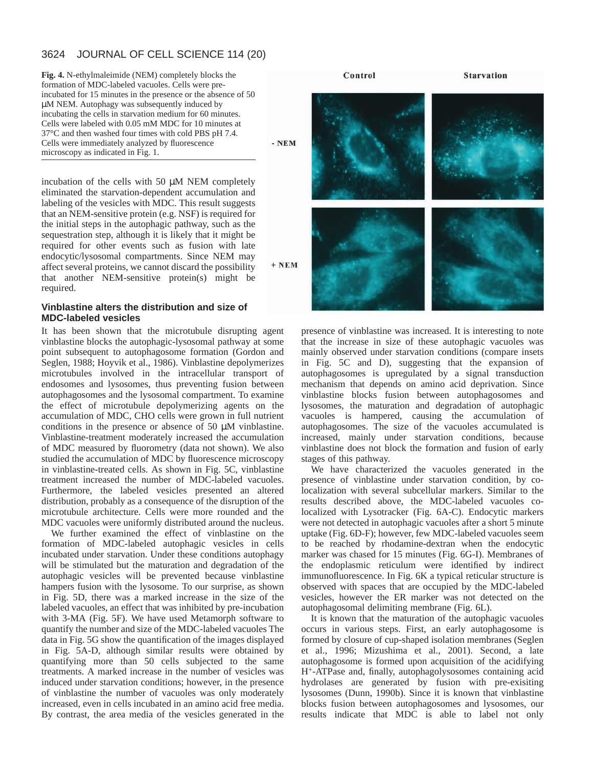**Fig. 4.** N-ethylmaleimide (NEM) completely blocks the formation of MDC-labeled vacuoles. Cells were pre-incubated for 15 minutes in the presence or the absence of 50 μM NEM. Autophagy was subsequently induced by incubating the cells in starvation medium for 60 minutes. Cells were labeled with 0.05 mM MDC for 10 minutes at 37°C and then washed four times with cold PBS pH 7.4. Cells were immediately analyzed by fluorescence microscopy as indicated in Fig. 1.

incubation of the cells with 50 μM NEM completely eliminated the starvation-dependent accumulation and labeling of the vesicles with MDC. This result suggests that an NEM-sensitive protein (e.g. NSF) is required for the initial steps in the autophagic pathway, such as the sequestration step, although it is likely that it might be required for other events such as fusion with late endocytic/lysosomal compartments. Since NEM may affect several proteins, we cannot discard the possibility that another NEM-sensitive protein(s) might be required.

### Vinblastine alters the distribution and size of MDC-labeled vesicles

It has been shown that the microtubule disrupting agent vinblastine blocks the autophagic-lysosomal pathway at some point subsequent to autophagosome formation (Gordon and Seglen, 1988; Hoyvik et al., 1986). Vinblastine depolymerizes microtubules involved in the intracellular transport of endosomes and lysosomes, thus preventing fusion between autophagosomes and the lysosomal compartment. To examine the effect of microtubule depolymerizing agents on the accumulation of MDC, CHO cells were grown in full nutrient conditions in the presence or absence of 50 μM vinblastine. Vinblastine-treatment moderately increased the accumulation of MDC measured by fluorometry (data not shown). We also studied the accumulation of MDC by fluorescence microscopy in vinblastine-treated cells. As shown in Fig. 5C, vinblastine treatment increased the number of MDC-labeled vacuoles. Furthermore, the labeled vesicles presented an altered distribution, probably as a consequence of the disruption of the microtubule architecture. Cells were more rounded and the MDC vacuoles were uniformly distributed around the nucleus.

We further examined the effect of vinblastine on the formation of MDC-labeled autophagic vesicles in cells incubated under starvation. Under these conditions autophagy will be stimulated but the maturation and degradation of the autophagic vesicles will be prevented because vinblastine hampers fusion with the lysosome. To our surprise, as shown in Fig. 5D, there was a marked increase in the size of the labeled vacuoles, an effect that was inhibited by pre-incubation with 3-MA (Fig. 5F). We have used Metamorph software to quantify the number and size of the MDC-labeled vacuoles The data in Fig. 5G show the quantification of the images displayed in Fig. 5A-D, although similar results were obtained by quantifying more than 50 cells subjected to the same treatments. A marked increase in the number of vesicles was induced under starvation conditions; however, in the presence of vinblastine the number of vacuoles was only moderately increased, even in cells incubated in an amino acid free media. By contrast, the area media of the vesicles generated in the presence of vinblastine was increased. It is interesting to note that the increase in size of these autophagic vacuoles was mainly observed under starvation conditions (compare insets in Fig. 5C and D), suggesting that the expansion of autophagosomes is upregulated by a signal transduction mechanism that depends on amino acid deprivation. Since vinblastine blocks fusion between autophagosomes and lysosomes, the maturation and degradation of autophagic vacuoles is hampered, causing the accumulation of autophagosomes. The size of the vacuoles accumulated is increased, mainly under starvation conditions, because vinblastine does not block the formation and fusion of early stages of this pathway.

We have characterized the vacuoles generated in the presence of vinblastine under starvation condition, by co-localization with several subcellular markers. Similar to the results described above, the MDC-labeled vacuoles co-localized with Lysotracker (Fig. 6A-C). Endocytic markers were not detected in autophagic vacuoles after a short 5 minute uptake (Fig. 6D-F); however, few MDC-labeled vacuoles seem to be reached by rhodamine-dextran when the endocytic marker was chased for 15 minutes (Fig. 6G-I). Membranes of the endoplasmic reticulum were identified by indirect immunofluorescence. In Fig. 6K a typical reticular structure is observed with spaces that are occupied by the MDC-labeled vesicles, however the ER marker was not detected on the autophagosomal delimiting membrane (Fig. 6L).

It is known that the maturation of the autophagic vacuoles occurs in various steps. First, an early autophagosome is formed by closure of cup-shaped isolation membranes (Seglen et al., 1996; Mizushima et al., 2001). Second, a late autophagosome is formed upon acquisition of the acidifying $H^+$-ATPase and, finally, autophagolysosomes containing acid hydrolases are generated by fusion with pre-exisiting lysosomes (Dunn, 1990b). Since it is known that vinblastine blocks fusion between autophagosomes and lysosomes, our results indicate that MDC is able to label not only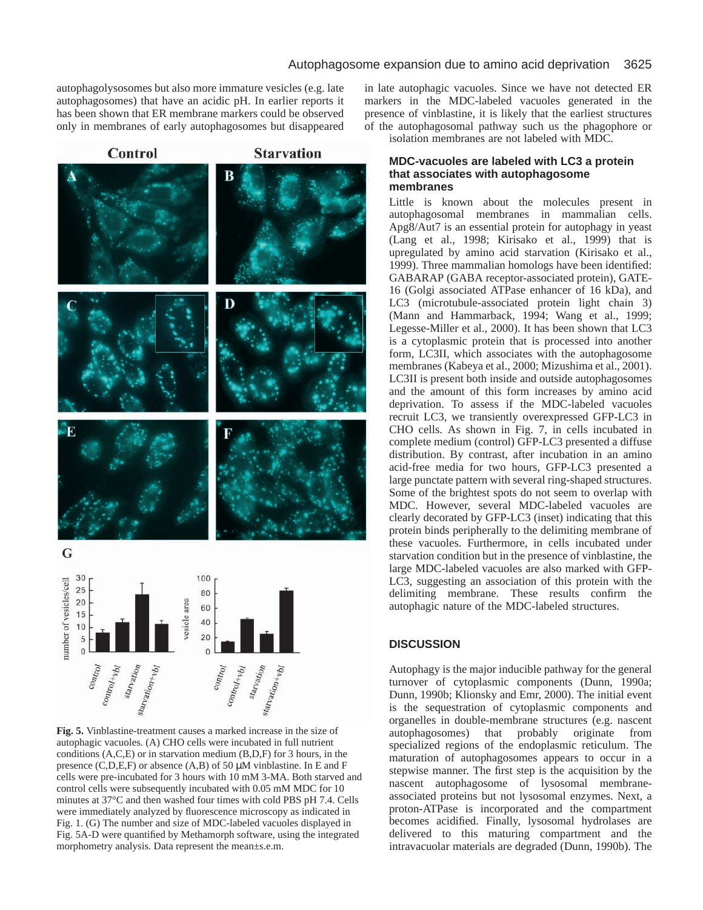autophagolysosomes but also more immature vesicles (e.g. late autophagosomes) that have an acidic pH. In earlier reports it has been shown that ER membrane markers could be observed only in membranes of early autophagosomes but disappeared in late autophagic vacuoles. Since we have not detected ER markers in the MDC-labeled vacuoles generated in the presence of vinblastine, it is likely that the earliest structures of the autophagosomal pathway such us the phagophore or isolation membranes are not labeled with MDC.

**Fig. 5.** Vinblastine-treatment causes a marked increase in the size of autophagic vacuoles. (A) CHO cells were incubated in full nutrient conditions (A,C,E) or in starvation medium (B,D,F) for 3 hours, in the presence (C,D,E,F) or absence (A,B) of 50 μM vinblastine. In E and F cells were pre-incubated for 3 hours with 10 mM 3-MA. Both starved and control cells were subsequently incubated with 0.05 mM MDC for 10 minutes at 37°C and then washed four times with cold PBS pH 7.4. Cells were immediately analyzed by fluorescence microscopy as indicated in Fig. 1. (G) The number and size of MDC-labeled vacuoles displayed in Fig. 5A-D were quantified by Methamorph software, using the integrated morphometry analysis. Data represent the mean±s.e.m.

### MDC-vacuoles are labeled with LC3 a protein that associates with autophagosome membranes

Little is known about the molecules present in autophagosomal membranes in mammalian cells. Apg8/Aut7 is an essential protein for autophagy in yeast (Lang et al., 1998; Kirisako et al., 1999) that is upregulated by amino acid starvation (Kirisako et al., 1999). Three mammalian homologs have been identified: GABARAP (GABA receptor-associated protein), GATE-16 (Golgi associated ATPase enhancer of 16 kDa), and LC3 (microtubule-associated protein light chain 3) (Mann and Hammarback, 1994; Wang et al., 1999; Legesse-Miller et al., 2000). It has been shown that LC3 is a cytoplasmic protein that is processed into another form, LC3II, which associates with the autophagosome membranes (Kabeya et al., 2000; Mizushima et al., 2001). LC3II is present both inside and outside autophagosomes and the amount of this form increases by amino acid deprivation. To assess if the MDC-labeled vacuoles recruit LC3, we transiently overexpressed GFP-LC3 in CHO cells. As shown in Fig. 7, in cells incubated in complete medium (control) GFP-LC3 presented a diffuse distribution. By contrast, after incubation in an amino acid-free media for two hours, GFP-LC3 presented a large punctate pattern with several ring-shaped structures. Some of the brightest spots do not seem to overlap with MDC. However, several MDC-labeled vacuoles are clearly decorated by GFP-LC3 (inset) indicating that this protein binds peripherally to the delimiting membrane of these vacuoles. Furthermore, in cells incubated under starvation condition but in the presence of vinblastine, the large MDC-labeled vacuoles are also marked with GFP-LC3, suggesting an association of this protein with the delimiting membrane. These results confirm the autophagic nature of the MDC-labeled structures.

## DISCUSSION

Autophagy is the major inducible pathway for the general turnover of cytoplasmic components (Dunn, 1990a; Dunn, 1990b; Klionsky and Emr, 2000). The initial event is the sequestration of cytoplasmic components and organelles in double-membrane structures (e.g. nascent autophagosomes) that probably originate from specialized regions of the endoplasmic reticulum. The maturation of autophagosomes appears to occur in a stepwise manner. The first step is the acquisition by the nascent autophagosome of lysosomal membrane-associated proteins but not lysosomal enzymes. Next, a proton-ATPase is incorporated and the compartment becomes acidified. Finally, lysosomal hydrolases are delivered to this maturing compartment and the intravacuolar materials are degraded (Dunn, 1990b). The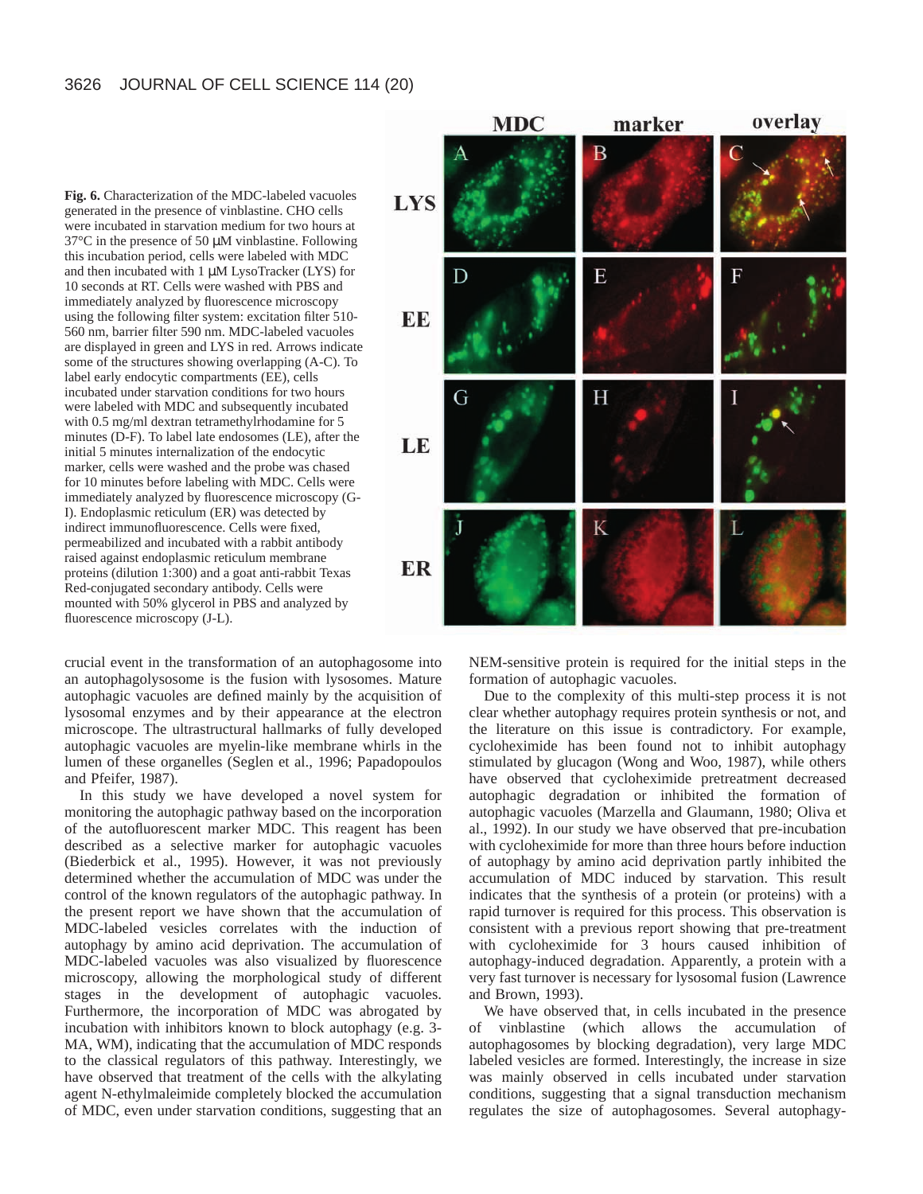**Fig. 6.** Characterization of the MDC-labeled vacuoles generated in the presence of vinblastine. CHO cells were incubated in starvation medium for two hours at 37°C in the presence of 50 μM vinblastine. Following this incubation period, cells were labeled with MDC and then incubated with 1 μM LysoTracker (LYS) for 10 seconds at RT. Cells were washed with PBS and immediately analyzed by fluorescence microscopy using the following filter system: excitation filter 510-560 nm, barrier filter 590 nm. MDC-labeled vacuoles are displayed in green and LYS in red. Arrows indicate some of the structures showing overlapping (A-C). To label early endocytic compartments (EE), cells incubated under starvation conditions for two hours were labeled with MDC and subsequently incubated with 0.5 mg/ml dextran tetramethylrhodamine for 5 minutes (D-F). To label late endosomes (LE), after the initial 5 minutes internalization of the endocytic marker, cells were washed and the probe was chased for 10 minutes before labeling with MDC. Cells were immediately analyzed by fluorescence microscopy (G-I). Endoplasmic reticulum (ER) was detected by indirect immunofluorescence. Cells were fixed, permeabilized and incubated with a rabbit antibody raised against endoplasmic reticulum membrane proteins (dilution 1:300) and a goat anti-rabbit Texas Red-conjugated secondary antibody. Cells were mounted with 50% glycerol in PBS and analyzed by fluorescence microscopy (J-L).

crucial event in the transformation of an autophagosome into an autophagolysosome is the fusion with lysosomes. Mature autophagic vacuoles are defined mainly by the acquisition of lysosomal enzymes and by their appearance at the electron microscope. The ultrastructural hallmarks of fully developed autophagic vacuoles are myelin-like membrane whirls in the lumen of these organelles (Seglen et al., 1996; Papadopoulos and Pfeifer, 1987).

In this study we have developed a novel system for monitoring the autophagic pathway based on the incorporation of the autofluorescent marker MDC. This reagent has been described as a selective marker for autophagic vacuoles (Biederbick et al., 1995). However, it was not previously determined whether the accumulation of MDC was under the control of the known regulators of the autophagic pathway. In the present report we have shown that the accumulation of MDC-labeled vesicles correlates with the induction of autophagy by amino acid deprivation. The accumulation of MDC-labeled vacuoles was also visualized by fluorescence microscopy, allowing the morphological study of different stages in the development of autophagic vacuoles. Furthermore, the incorporation of MDC was abrogated by incubation with inhibitors known to block autophagy (e.g. 3-MA, WM), indicating that the accumulation of MDC responds to the classical regulators of this pathway. Interestingly, we have observed that treatment of the cells with the alkylating agent N-ethylmaleimide completely blocked the accumulation of MDC, even under starvation conditions, suggesting that an NEM-sensitive protein is required for the initial steps in the formation of autophagic vacuoles.

Due to the complexity of this multi-step process it is not clear whether autophagy requires protein synthesis or not, and the literature on this issue is contradictory. For example, cycloheximide has been found not to inhibit autophagy stimulated by glucagon (Wong and Woo, 1987), while others have observed that cycloheximide pretreatment decreased autophagic degradation or inhibited the formation of autophagic vacuoles (Marzella and Glaumann, 1980; Oliva et al., 1992). In our study we have observed that pre-incubation with cycloheximide for more than three hours before induction of autophagy by amino acid deprivation partly inhibited the accumulation of MDC induced by starvation. This result indicates that the synthesis of a protein (or proteins) with a rapid turnover is required for this process. This observation is consistent with a previous report showing that pre-treatment with cycloheximide for 3 hours caused inhibition of autophagy-induced degradation. Apparently, a protein with a very fast turnover is necessary for lysosomal fusion (Lawrence and Brown, 1993).

We have observed that, in cells incubated in the presence of vinblastine (which allows the accumulation of autophagosomes by blocking degradation), very large MDC labeled vesicles are formed. Interestingly, the increase in size was mainly observed in cells incubated under starvation conditions, suggesting that a signal transduction mechanism regulates the size of autophagosomes. Several autophagy-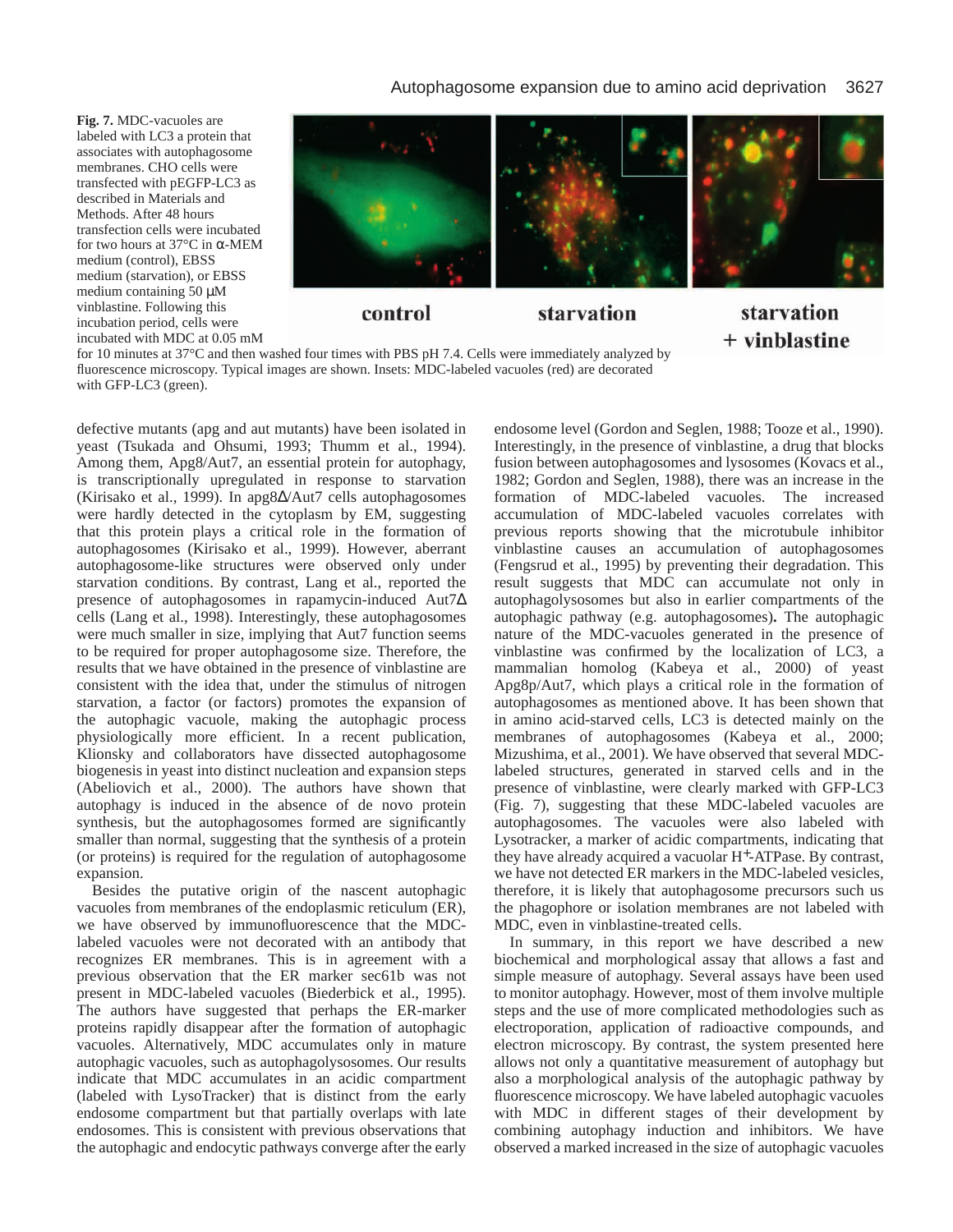**Fig. 7.** MDC-vacuoles are labeled with LC3 a protein that associates with autophagosome membranes. CHO cells were transfected with pEGFP-LC3 as described in Materials and Methods. After 48 hours transfection cells were incubated for two hours at 37°C in α-MEM medium (control), EBSS medium (starvation), or EBSS medium containing 50 μM vinblastine. Following this incubation period, cells were incubated with MDC at 0.05 mM for 10 minutes at 37°C and then washed four times with PBS pH 7.4. Cells were immediately analyzed by fluorescence microscopy. Typical images are shown. Insets: MDC-labeled vacuoles (red) are decorated with GFP-LC3 (green).

defective mutants (apg and aut mutants) have been isolated in yeast (Tsukada and Ohsumi, 1993; Thumm et al., 1994). Among them, Apg8/Aut7, an essential protein for autophagy, is transcriptionally upregulated in response to starvation (Kirisako et al., 1999). In apg8Δ/Aut7 cells autophagosomes were hardly detected in the cytoplasm by EM, suggesting that this protein plays a critical role in the formation of autophagosomes (Kirisako et al., 1999). However, aberrant autophagosome-like structures were observed only under starvation conditions. By contrast, Lang et al., reported the presence of autophagosomes in rapamycin-induced Aut7Δ cells (Lang et al., 1998). Interestingly, these autophagosomes were much smaller in size, implying that Aut7 function seems to be required for proper autophagosome size. Therefore, the results that we have obtained in the presence of vinblastine are consistent with the idea that, under the stimulus of nitrogen starvation, a factor (or factors) promotes the expansion of the autophagic vacuole, making the autophagic process physiologically more efficient. In a recent publication, Klionsky and collaborators have dissected autophagosome biogenesis in yeast into distinct nucleation and expansion steps (Abeliovich et al., 2000). The authors have shown that autophagy is induced in the absence of de novo protein synthesis, but the autophagosomes formed are significantly smaller than normal, suggesting that the synthesis of a protein (or proteins) is required for the regulation of autophagosome expansion.

Besides the putative origin of the nascent autophagic vacuoles from membranes of the endoplasmic reticulum (ER), we have observed by immunofluorescence that the MDC-labeled vacuoles were not decorated with an antibody that recognizes ER membranes. This is in agreement with a previous observation that the ER marker sec61b was not present in MDC-labeled vacuoles (Biederbick et al., 1995). The authors have suggested that perhaps the ER-marker proteins rapidly disappear after the formation of autophagic vacuoles. Alternatively, MDC accumulates only in mature autophagic vacuoles, such as autophagolysosomes. Our results indicate that MDC accumulates in an acidic compartment (labeled with LysoTracker) that is distinct from the early endosome compartment but that partially overlaps with late endosomes. This is consistent with previous observations that the autophagic and endocytic pathways converge after the early endosome level (Gordon and Seglen, 1988; Tooze et al., 1990). Interestingly, in the presence of vinblastine, a drug that blocks fusion between autophagosomes and lysosomes (Kovacs et al., 1982; Gordon and Seglen, 1988), there was an increase in the formation of MDC-labeled vacuoles. The increased accumulation of MDC-labeled vacuoles correlates with previous reports showing that the microtubule inhibitor vinblastine causes an accumulation of autophagosomes (Fengsrud et al., 1995) by preventing their degradation. This result suggests that MDC can accumulate not only in autophagolysosomes but also in earlier compartments of the autophagic pathway (e.g. autophagosomes). The autophagic nature of the MDC-vacuoles generated in the presence of vinblastine was confirmed by the localization of LC3, a mammalian homolog (Kabeya et al., 2000) of yeast Apg8p/Aut7, which plays a critical role in the formation of autophagosomes as mentioned above. It has been shown that in amino acid-starved cells, LC3 is detected mainly on the membranes of autophagosomes (Kabeya et al., 2000; Mizushima, et al., 2001). We have observed that several MDC-labeled structures, generated in starved cells and in the presence of vinblastine, were clearly marked with GFP-LC3 (Fig. 7), suggesting that these MDC-labeled vacuoles are autophagosomes. The vacuoles were also labeled with Lysotracker, a marker of acidic compartments, indicating that they have already acquired a vacuolar $H^+$-ATPase. By contrast, we have not detected ER markers in the MDC-labeled vesicles, therefore, it is likely that autophagosome precursors such us the phagophore or isolation membranes are not labeled with MDC, even in vinblastine-treated cells.

In summary, in this report we have described a new biochemical and morphological assay that allows a fast and simple measure of autophagy. Several assays have been used to monitor autophagy. However, most of them involve multiple steps and the use of more complicated methodologies such as electroporation, application of radioactive compounds, and electron microscopy. By contrast, the system presented here allows not only a quantitative measurement of autophagy but also a morphological analysis of the autophagic pathway by fluorescence microscopy. We have labeled autophagic vacuoles with MDC in different stages of their development by combining autophagy induction and inhibitors. We have observed a marked increased in the size of autophagic vacuoles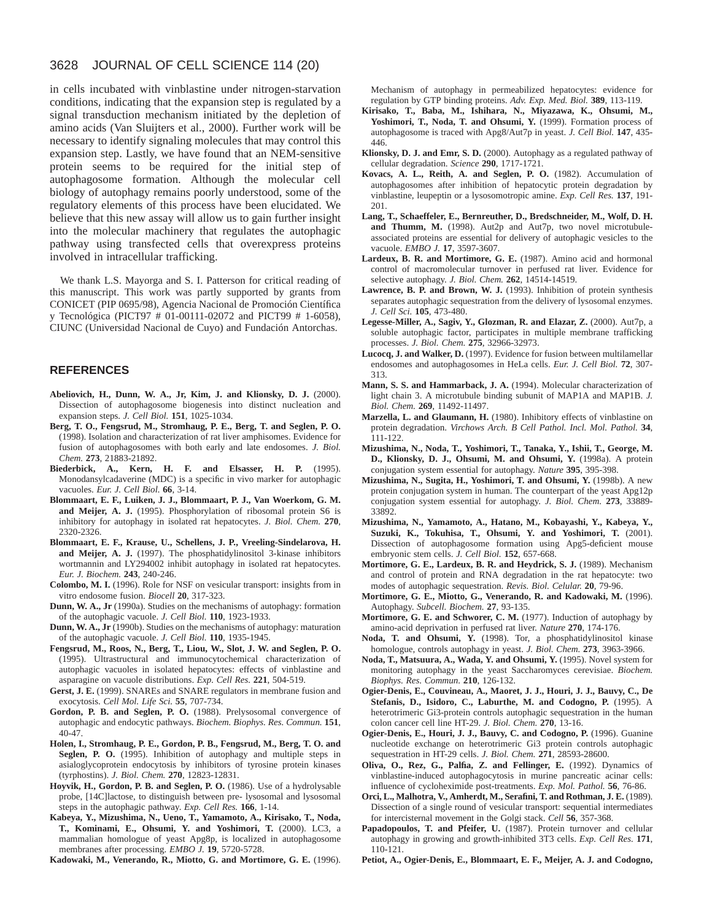in cells incubated with vinblastine under nitrogen-starvation conditions, indicating that the expansion step is regulated by a signal transduction mechanism initiated by the depletion of amino acids (Van Sluijters et al., 2000). Further work will be necessary to identify signaling molecules that may control this expansion step. Lastly, we have found that an NEM-sensitive protein seems to be required for the initial step of autophagosome formation. Although the molecular cell biology of autophagy remains poorly understood, some of the regulatory elements of this process have been elucidated. We believe that this new assay will allow us to gain further insight into the molecular machinery that regulates the autophagic pathway using transfected cells that overexpress proteins involved in intracellular trafficking.

We thank L.S. Mayorga and S. I. Patterson for critical reading of this manuscript. This work was partly supported by grants from CONICET (PIP 0695/98), Agencia Nacional de Promoción Científica y Tecnológica (PICT97 # 01-00111-02072 and PICT99 # 1-6058), CIUNC (Universidad Nacional de Cuyo) and Fundación Antorchas.

## REFERENCES

**Abeliovich, H., Dunn, W. A., Jr, Kim, J. and Klionsky, D. J.** (2000). Dissection of autophagosome biogenesis into distinct nucleation and expansion steps. *J. Cell Biol.* **151**, 1025-1034.

**Berg, T. O., Fengsrud, M., Stromhaug, P. E., Berg, T. and Seglen, P. O.** (1998). Isolation and characterization of rat liver amphisomes. Evidence for fusion of autophagosomes with both early and late endosomes. *J. Biol. Chem.* **273**, 21883-21892.

**Biederbick, A., Kern, H. F. and Elsasser, H. P.** (1995). Monodansylcadaverine (MDC) is a specific in vivo marker for autophagic vacuoles. *Eur. J. Cell Biol.* **66**, 3-14.

**Blommaart, E. F., Luiken, J. J., Blommaart, P. J., Van Woerkom, G. M. and Meijer, A. J.** (1995). Phosphorylation of ribosomal protein S6 is inhibitory for autophagy in isolated rat hepatocytes. *J. Biol. Chem.* **270**, 2320-2326.

**Blommaart, E. F., Krause, U., Schellens, J. P., Vreeling-Sindelarova, H. and Meijer, A. J.** (1997). The phosphatidylinositol 3-kinase inhibitors wortmannin and LY294002 inhibit autophagy in isolated rat hepatocytes. *Eur. J. Biochem.* **243**, 240-246.

**Colombo, M. I.** (1996). Role for NSF on vesicular transport: insights from in vitro endosome fusion. *Biocell* **20**, 317-323.

**Dunn, W. A., Jr** (1990a). Studies on the mechanisms of autophagy: formation of the autophagic vacuole. *J. Cell Biol.* **110**, 1923-1933.

**Dunn, W. A., Jr** (1990b). Studies on the mechanisms of autophagy: maturation of the autophagic vacuole. *J. Cell Biol.* **110**, 1935-1945.

**Fengsrud, M., Roos, N., Berg, T., Liou, W., Slot, J. W. and Seglen, P. O.** (1995). Ultrastructural and immunocytochemical characterization of autophagic vacuoles in isolated hepatocytes: effects of vinblastine and asparagine on vacuole distributions. *Exp. Cell Res.* **221**, 504-519.

**Gerst, J. E.** (1999). SNAREs and SNARE regulators in membrane fusion and exocytosis. *Cell Mol. Life Sci.* **55**, 707-734.

**Gordon, P. B. and Seglen, P. O.** (1988). Prelysosomal convergence of autophagic and endocytic pathways. *Biochem. Biophys. Res. Commun.* **151**, 40-47.

**Holen, I., Stromhaug, P. E., Gordon, P. B., Fengsrud, M., Berg, T. O. and Seglen, P. O.** (1995). Inhibition of autophagy and multiple steps in asialoglycoprotein endocytosis by inhibitors of tyrosine protein kinases (tyrphostins). *J. Biol. Chem.* **270**, 12823-12831.

**Hoyvik, H., Gordon, P. B. and Seglen, P. O.** (1986). Use of a hydrolysable probe, [14C]lactose, to distinguish between pre- lysosomal and lysosomal steps in the autophagic pathway. *Exp. Cell Res.* **166**, 1-14.

**Kabeya, Y., Mizushima, N., Ueno, T., Yamamoto, A., Kirisako, T., Noda, T., Kominami, E., Ohsumi, Y. and Yoshimori, T.** (2000). LC3, a mammalian homologue of yeast Apg8p, is localized in autophagosome membranes after processing. *EMBO J.* **19**, 5720-5728.

**Kadowaki, M., Venerando, R., Miotto, G. and Mortimore, G. E.** (1996). Mechanism of autophagy in permeabilized hepatocytes: evidence for regulation by GTP binding proteins. *Adv. Exp. Med. Biol.* **389**, 113-119.

**Kirisako, T., Baba, M., Ishihara, N., Miyazawa, K., Ohsumi, M., Yoshimori, T., Noda, T. and Ohsumi, Y.** (1999). Formation process of autophagosome is traced with Apg8/Aut7p in yeast. *J. Cell Biol.* **147**, 435-446.

**Klionsky, D. J. and Emr, S. D.** (2000). Autophagy as a regulated pathway of cellular degradation. *Science* **290**, 1717-1721.

**Kovacs, A. L., Reith, A. and Seglen, P. O.** (1982). Accumulation of autophagosomes after inhibition of hepatocytic protein degradation by vinblastine, leupeptin or a lysosomotropic amine. *Exp. Cell Res.* **137**, 191-201.

**Lang, T., Schaeffeler, E., Bernreuther, D., Bredschneider, M., Wolf, D. H. and Thumm, M.** (1998). Aut2p and Aut7p, two novel microtubule-associated proteins are essential for delivery of autophagic vesicles to the vacuole. *EMBO J.* **17**, 3597-3607.

**Lardeux, B. R. and Mortimore, G. E.** (1987). Amino acid and hormonal control of macromolecular turnover in perfused rat liver. Evidence for selective autophagy. *J. Biol. Chem.* **262**, 14514-14519.

**Lawrence, B. P. and Brown, W. J.** (1993). Inhibition of protein synthesis separates autophagic sequestration from the delivery of lysosomal enzymes. *J. Cell Sci.* **105**, 473-480.

**Legesse-Miller, A., Sagiv, Y., Glozman, R. and Elazar, Z.** (2000). Aut7p, a soluble autophagic factor, participates in multiple membrane trafficking processes. *J. Biol. Chem.* **275**, 32966-32973.

**Lucocq, J. and Walker, D.** (1997). Evidence for fusion between multilamellar endosomes and autophagosomes in HeLa cells. *Eur. J. Cell Biol.* **72**, 307-313.

**Mann, S. S. and Hammarback, J. A.** (1994). Molecular characterization of light chain 3. A microtubule binding subunit of MAP1A and MAP1B. *J. Biol. Chem.* **269**, 11492-11497.

**Marzella, L. and Glaumann, H.** (1980). Inhibitory effects of vinblastine on protein degradation. *Virchows Arch. B Cell Pathol. Incl. Mol. Pathol.* **34**, 111-122.

**Mizushima, N., Noda, T., Yoshimori, T., Tanaka, Y., Ishii, T., George, M. D., Klionsky, D. J., Ohsumi, M. and Ohsumi, Y.** (1998a). A protein conjugation system essential for autophagy. *Nature* **395**, 395-398.

**Mizushima, N., Sugita, H., Yoshimori, T. and Ohsumi, Y.** (1998b). A new protein conjugation system in human. The counterpart of the yeast Apg12p conjugation system essential for autophagy. *J. Biol. Chem.* **273**, 33889-33892.

**Mizushima, N., Yamamoto, A., Hatano, M., Kobayashi, Y., Kabeya, Y., Suzuki, K., Tokuhisa, T., Ohsumi, Y. and Yoshimori, T.** (2001). Dissection of autophagosome formation using Apg5-deficient mouse embryonic stem cells. *J. Cell Biol.* **152**, 657-668.

**Mortimore, G. E., Lardeux, B. R. and Heydrick, S. J.** (1989). Mechanism and control of protein and RNA degradation in the rat hepatocyte: two modes of autophagic sequestration. *Revis. Biol. Celular.* **20**, 79-96.

**Mortimore, G. E., Miotto, G., Venerando, R. and Kadowaki, M.** (1996). Autophagy. *Subcell. Biochem.* **27**, 93-135.

**Mortimore, G. E. and Schworer, C. M.** (1977). Induction of autophagy by amino-acid deprivation in perfused rat liver. *Nature* **270**, 174-176.

**Noda, T. and Ohsumi, Y.** (1998). Tor, a phosphatidylinositol kinase homologue, controls autophagy in yeast. *J. Biol. Chem.* **273**, 3963-3966.

**Noda, T., Matsuura, A., Wada, Y. and Ohsumi, Y.** (1995). Novel system for monitoring autophagy in the yeast Saccharomyces cerevisiae. *Biochem. Biophys. Res. Commun.* **210**, 126-132.

**Ogier-Denis, E., Couvineau, A., Maoret, J. J., Houri, J. J., Bauvy, C., De Stefanis, D., Isidoro, C., Laburthe, M. and Codogno, P.** (1995). A heterotrimeric Gi3-protein controls autophagic sequestration in the human colon cancer cell line HT-29. *J. Biol. Chem.* **270**, 13-16.

**Ogier-Denis, E., Houri, J. J., Bauvy, C. and Codogno, P.** (1996). Guanine nucleotide exchange on heterotrimeric Gi3 protein controls autophagic sequestration in HT-29 cells. *J. Biol. Chem.* **271**, 28593-28600.

**Oliva, O., Rez, G., Palfia, Z. and Fellinger, E.** (1992). Dynamics of vinblastine-induced autophagocytosis in murine pancreatic acinar cells: influence of cycloheximide post-treatments. *Exp. Mol. Pathol.* **56**, 76-86.

**Orci, L., Malhotra, V., Amherdt, M., Serafini, T. and Rothman, J. E.** (1989). Dissection of a single round of vesicular transport: sequential intermediates for intercisternal movement in the Golgi stack. *Cell* **56**, 357-368.

**Papadopoulos, T. and Pfeifer, U.** (1987). Protein turnover and cellular autophagy in growing and growth-inhibited 3T3 cells. *Exp. Cell Res.* **171**, 110-121.

**Petiot, A., Ogier-Denis, E., Blommaart, E. F., Meijer, A. J. and Codogno,**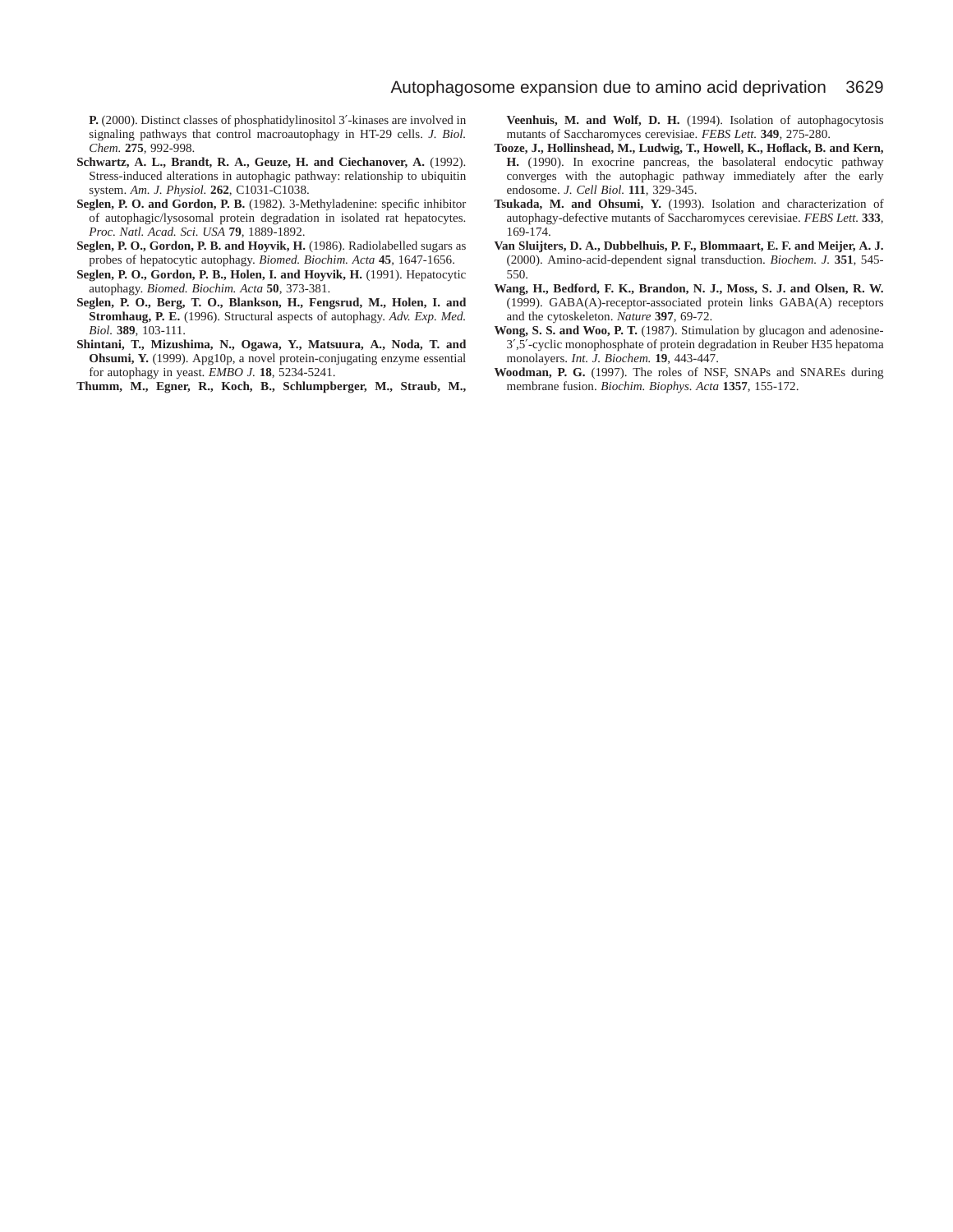**P.** (2000). Distinct classes of phosphatidylinositol 3′-kinases are involved in signaling pathways that control macroautophagy in HT-29 cells. *J. Biol. Chem.* **275**, 992-998.

**Schwartz, A. L., Brandt, R. A., Geuze, H. and Ciechanover, A.** (1992). Stress-induced alterations in autophagic pathway: relationship to ubiquitin system. *Am. J. Physiol.* **262**, C1031-C1038.

**Seglen, P. O. and Gordon, P. B.** (1982). 3-Methyladenine: specific inhibitor of autophagic/lysosomal protein degradation in isolated rat hepatocytes. *Proc. Natl. Acad. Sci. USA* **79**, 1889-1892.

**Seglen, P. O., Gordon, P. B. and Hoyvik, H.** (1986). Radiolabelled sugars as probes of hepatocytic autophagy. *Biomed. Biochim. Acta* **45**, 1647-1656.

**Seglen, P. O., Gordon, P. B., Holen, I. and Hoyvik, H.** (1991). Hepatocytic autophagy. *Biomed. Biochim. Acta* **50**, 373-381.

**Seglen, P. O., Berg, T. O., Blankson, H., Fengsrud, M., Holen, I. and Stromhaug, P. E.** (1996). Structural aspects of autophagy. *Adv. Exp. Med. Biol.* **389**, 103-111.

**Shintani, T., Mizushima, N., Ogawa, Y., Matsuura, A., Noda, T. and Ohsumi, Y.** (1999). Apg10p, a novel protein-conjugating enzyme essential for autophagy in yeast. *EMBO J.* **18**, 5234-5241.

**Thumm, M., Egner, R., Koch, B., Schlumpberger, M., Straub, M., Veenhuis, M. and Wolf, D. H.** (1994). Isolation of autophagocytosis mutants of Saccharomyces cerevisiae. *FEBS Lett.* **349**, 275-280.

**Tooze, J., Hollinshead, M., Ludwig, T., Howell, K., Hoflack, B. and Kern, H.** (1990). In exocrine pancreas, the basolateral endocytic pathway converges with the autophagic pathway immediately after the early endosome. *J. Cell Biol.* **111**, 329-345.

**Tsukada, M. and Ohsumi, Y.** (1993). Isolation and characterization of autophagy-defective mutants of Saccharomyces cerevisiae. *FEBS Lett.* **333**, 169-174.

**Van Sluijters, D. A., Dubbelhuis, P. F., Blommaart, E. F. and Meijer, A. J.** (2000). Amino-acid-dependent signal transduction. *Biochem. J.* **351**, 545-550.

**Wang, H., Bedford, F. K., Brandon, N. J., Moss, S. J. and Olsen, R. W.** (1999). GABA(A)-receptor-associated protein links GABA(A) receptors and the cytoskeleton. *Nature* **397**, 69-72.

**Wong, S. S. and Woo, P. T.** (1987). Stimulation by glucagon and adenosine-3′,5′-cyclic monophosphate of protein degradation in Reuber H35 hepatoma monolayers. *Int. J. Biochem.* **19**, 443-447.

**Woodman, P. G.** (1997). The roles of NSF, SNAPs and SNAREs during membrane fusion. *Biochim. Biophys. Acta* **1357**, 155-172.